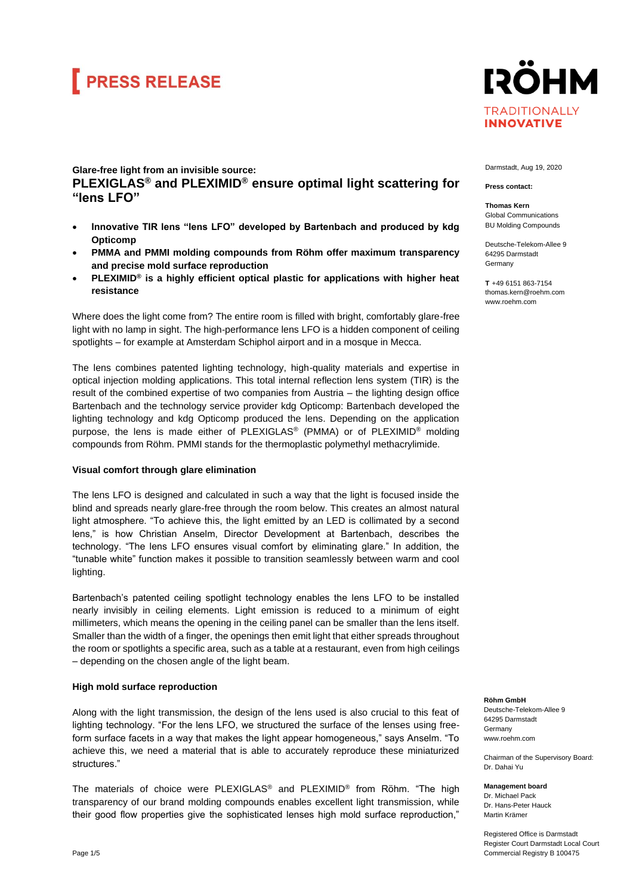# PRESS RELEASE

**RÖHM**
TRADITIONALLY
**INNOVATIVE**

Darmstadt, Aug 19, 2020

**Press contact:**

**Thomas Kern**
Global Communications
BU Molding Compounds

Deutsche-Telekom-Allee 9
64295 Darmstadt
Germany

**T** +49 6151 863-7154
thomas.kern@roehm.com
www.roehm.com

**Glare-free light from an invisible source:**

## PLEXIGLAS® and PLEXIMID® ensure optimal light scattering for “lens LFO”

- **Innovative TIR lens “lens LFO” developed by Bartenbach and produced by kdg Opticomp**
- **PMMA and PMMI molding compounds from Röhm offer maximum transparency and precise mold surface reproduction**
- **PLEXIMID® is a highly efficient optical plastic for applications with higher heat resistance**

Where does the light come from? The entire room is filled with bright, comfortably glare-free light with no lamp in sight. The high-performance lens LFO is a hidden component of ceiling spotlights – for example at Amsterdam Schiphol airport and in a mosque in Mecca.

The lens combines patented lighting technology, high-quality materials and expertise in optical injection molding applications. This total internal reflection lens system (TIR) is the result of the combined expertise of two companies from Austria – the lighting design office Bartenbach and the technology service provider kdg Opticomp: Bartenbach developed the lighting technology and kdg Opticomp produced the lens. Depending on the application purpose, the lens is made either of PLEXIGLAS® (PMMA) or of PLEXIMID® molding compounds from Röhm. PMMI stands for the thermoplastic polymethyl methacrylimide.

### Visual comfort through glare elimination

The lens LFO is designed and calculated in such a way that the light is focused inside the blind and spreads nearly glare-free through the room below. This creates an almost natural light atmosphere. “To achieve this, the light emitted by an LED is collimated by a second lens,” is how Christian Anselm, Director Development at Bartenbach, describes the technology. “The lens LFO ensures visual comfort by eliminating glare.” In addition, the “tunable white” function makes it possible to transition seamlessly between warm and cool lighting.

Bartenbach’s patented ceiling spotlight technology enables the lens LFO to be installed nearly invisibly in ceiling elements. Light emission is reduced to a minimum of eight millimeters, which means the opening in the ceiling panel can be smaller than the lens itself. Smaller than the width of a finger, the openings then emit light that either spreads throughout the room or spotlights a specific area, such as a table at a restaurant, even from high ceilings – depending on the chosen angle of the light beam.

### High mold surface reproduction

Along with the light transmission, the design of the lens used is also crucial to this feat of lighting technology. “For the lens LFO, we structured the surface of the lenses using free-form surface facets in a way that makes the light appear homogeneous,” says Anselm. “To achieve this, we need a material that is able to accurately reproduce these miniaturized structures.”

The materials of choice were PLEXIGLAS® and PLEXIMID® from Röhm. “The high transparency of our brand molding compounds enables excellent light transmission, while their good flow properties give the sophisticated lenses high mold surface reproduction,”

**Röhm GmbH**
Deutsche-Telekom-Allee 9
64295 Darmstadt
Germany
www.roehm.com

Chairman of the Supervisory Board:
Dr. Dahai Yu

**Management board**
Dr. Michael Pack
Dr. Hans-Peter Hauck
Martin Krämer

Registered Office is Darmstadt
Register Court Darmstadt Local Court
Commercial Registry B 100475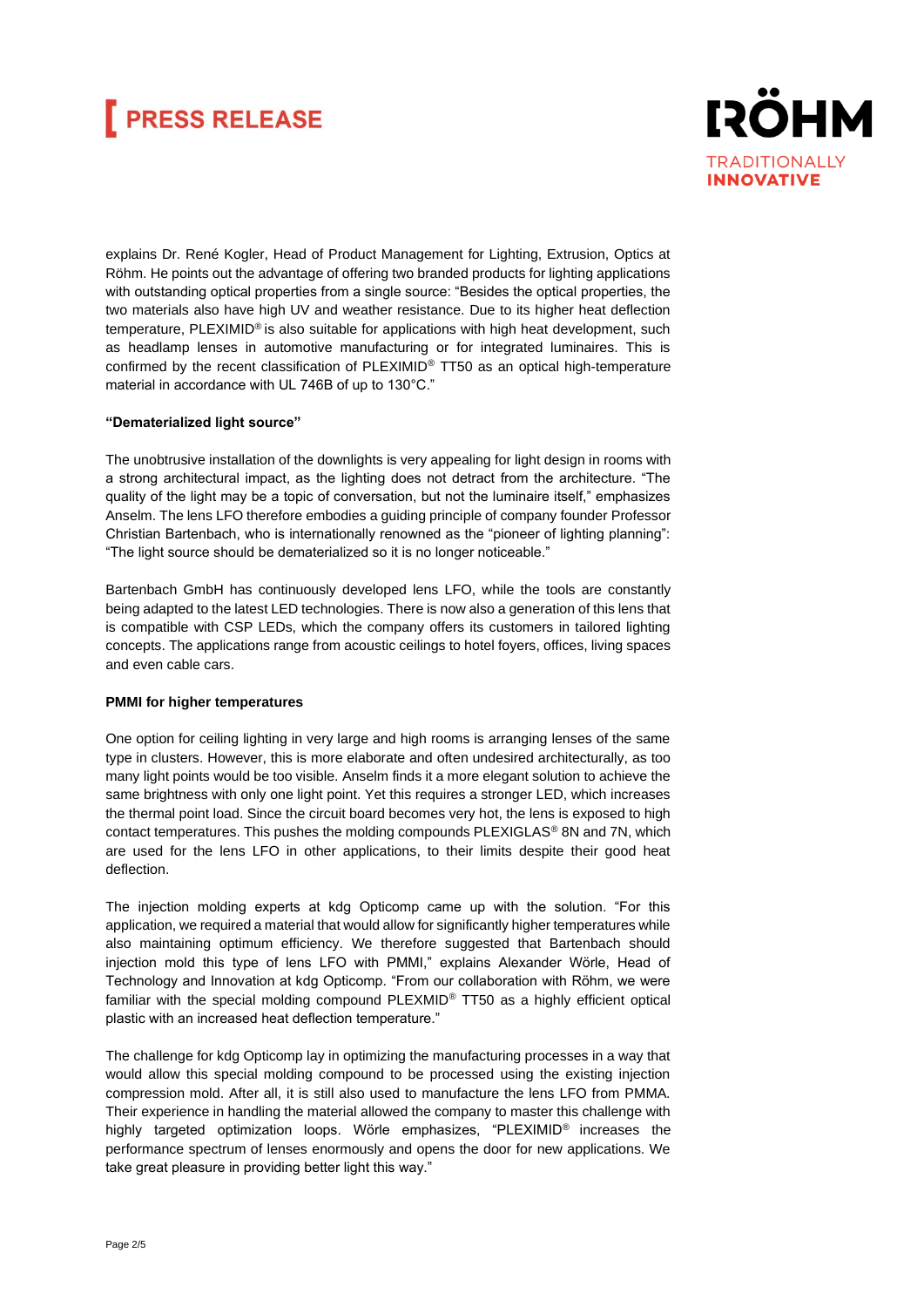explains Dr. René Kogler, Head of Product Management for Lighting, Extrusion, Optics at Röhm. He points out the advantage of offering two branded products for lighting applications with outstanding optical properties from a single source: "Besides the optical properties, the two materials also have high UV and weather resistance. Due to its higher heat deflection temperature, PLEXIMID® is also suitable for applications with high heat development, such as headlamp lenses in automotive manufacturing or for integrated luminaires. This is confirmed by the recent classification of PLEXIMID® TT50 as an optical high-temperature material in accordance with UL 746B of up to 130°C."

**"Dematerialized light source"**

The unobtrusive installation of the downlights is very appealing for light design in rooms with a strong architectural impact, as the lighting does not detract from the architecture. "The quality of the light may be a topic of conversation, but not the luminaire itself," emphasizes Anselm. The lens LFO therefore embodies a guiding principle of company founder Professor Christian Bartenbach, who is internationally renowned as the "pioneer of lighting planning": "The light source should be dematerialized so it is no longer noticeable."

Bartenbach GmbH has continuously developed lens LFO, while the tools are constantly being adapted to the latest LED technologies. There is now also a generation of this lens that is compatible with CSP LEDs, which the company offers its customers in tailored lighting concepts. The applications range from acoustic ceilings to hotel foyers, offices, living spaces and even cable cars.

**PMMI for higher temperatures**

One option for ceiling lighting in very large and high rooms is arranging lenses of the same type in clusters. However, this is more elaborate and often undesired architecturally, as too many light points would be too visible. Anselm finds it a more elegant solution to achieve the same brightness with only one light point. Yet this requires a stronger LED, which increases the thermal point load. Since the circuit board becomes very hot, the lens is exposed to high contact temperatures. This pushes the molding compounds PLEXIGLAS® 8N and 7N, which are used for the lens LFO in other applications, to their limits despite their good heat deflection.

The injection molding experts at kdg Opticomp came up with the solution. "For this application, we required a material that would allow for significantly higher temperatures while also maintaining optimum efficiency. We therefore suggested that Bartenbach should injection mold this type of lens LFO with PMMI," explains Alexander Wörle, Head of Technology and Innovation at kdg Opticomp. "From our collaboration with Röhm, we were familiar with the special molding compound PLEXMID® TT50 as a highly efficient optical plastic with an increased heat deflection temperature."

The challenge for kdg Opticomp lay in optimizing the manufacturing processes in a way that would allow this special molding compound to be processed using the existing injection compression mold. After all, it is still also used to manufacture the lens LFO from PMMA. Their experience in handling the material allowed the company to master this challenge with highly targeted optimization loops. Wörle emphasizes, "PLEXIMID® increases the performance spectrum of lenses enormously and opens the door for new applications. We take great pleasure in providing better light this way."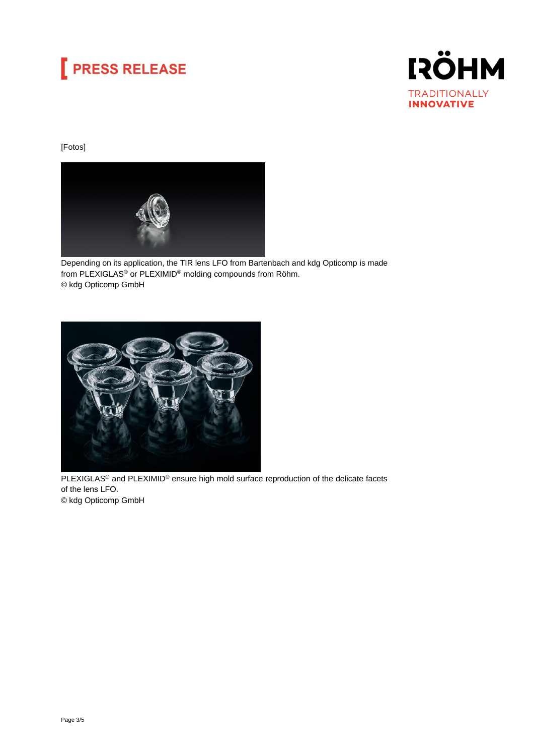[Fotos]

Depending on its application, the TIR lens LFO from Bartenbach and kdg Opticomp is made from PLEXIGLAS® or PLEXIMID® molding compounds from Röhm.
© kdg Opticomp GmbH

PLEXIGLAS® and PLEXIMID® ensure high mold surface reproduction of the delicate facets of the lens LFO.
© kdg Opticomp GmbH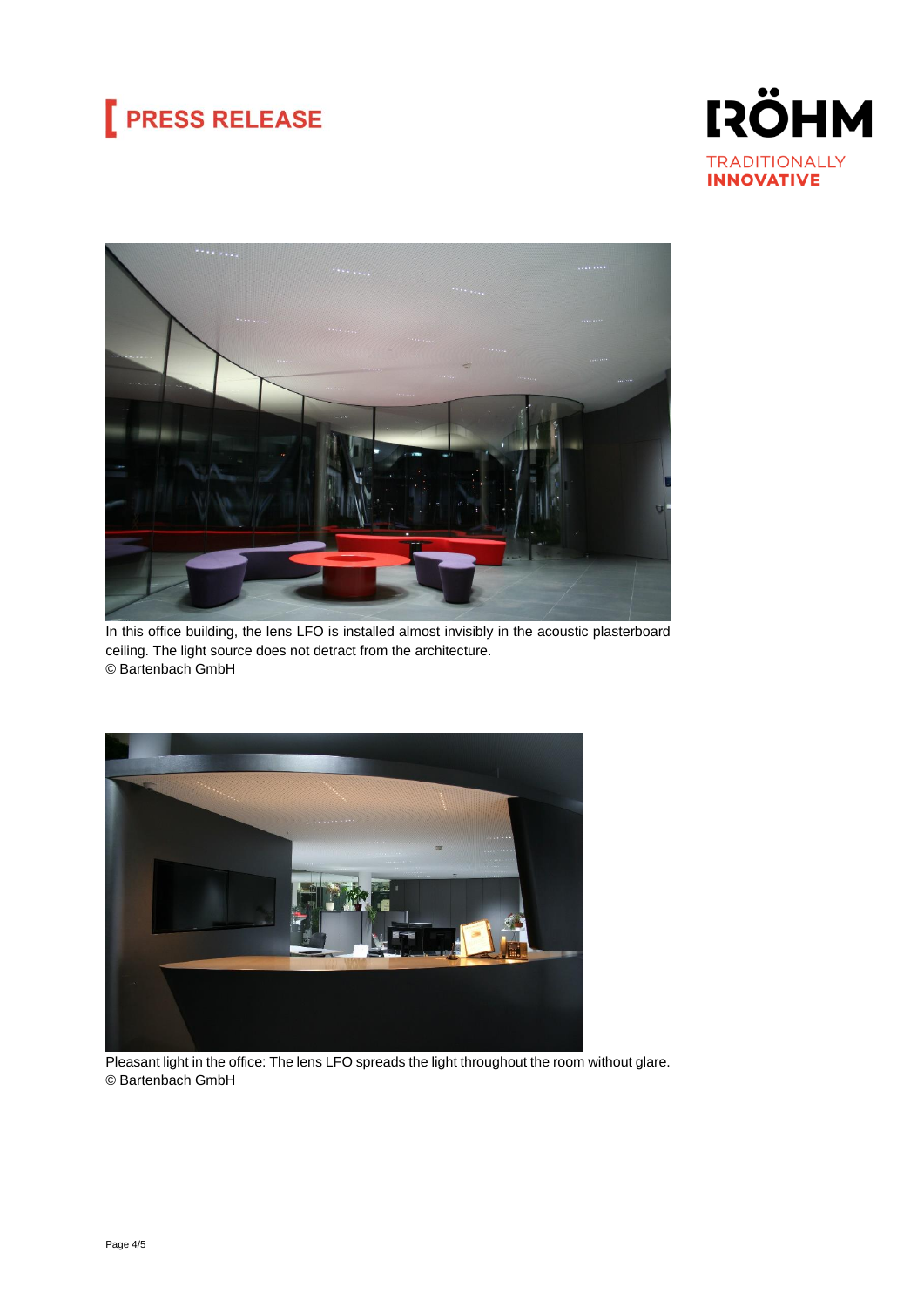In this office building, the lens LFO is installed almost invisibly in the acoustic plasterboard ceiling. The light source does not detract from the architecture.
© Bartenbach GmbH

Pleasant light in the office: The lens LFO spreads the light throughout the room without glare.
© Bartenbach GmbH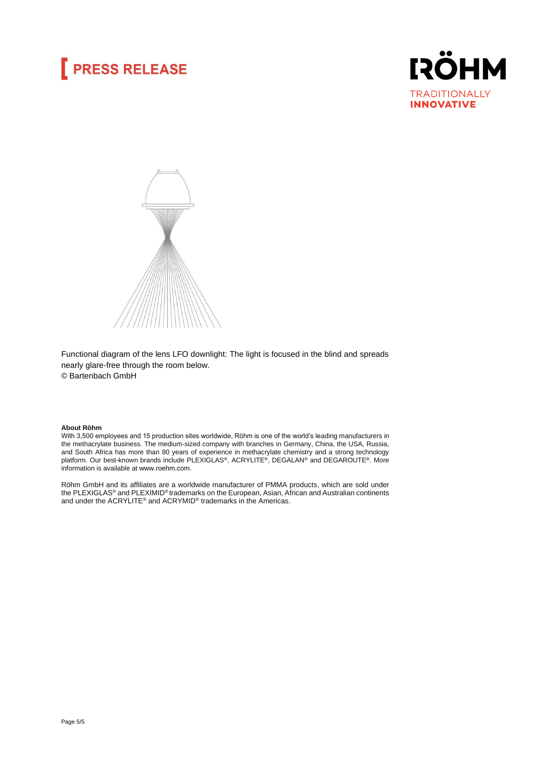Functional diagram of the lens LFO downlight: The light is focused in the blind and spreads nearly glare-free through the room below.
© Bartenbach GmbH

**About Röhm**

With 3,500 employees and 15 production sites worldwide, Röhm is one of the world's leading manufacturers in the methacrylate business. The medium-sized company with branches in Germany, China, the USA, Russia, and South Africa has more than 80 years of experience in methacrylate chemistry and a strong technology platform. Our best-known brands include PLEXIGLAS®, ACRYLITE®, DEGALAN® and DEGAROUTE®. More information is available at www.roehm.com.

Röhm GmbH and its affiliates are a worldwide manufacturer of PMMA products, which are sold under the PLEXIGLAS® and PLEXIMID® trademarks on the European, Asian, African and Australian continents and under the ACRYLITE® and ACRYMID® trademarks in the Americas.